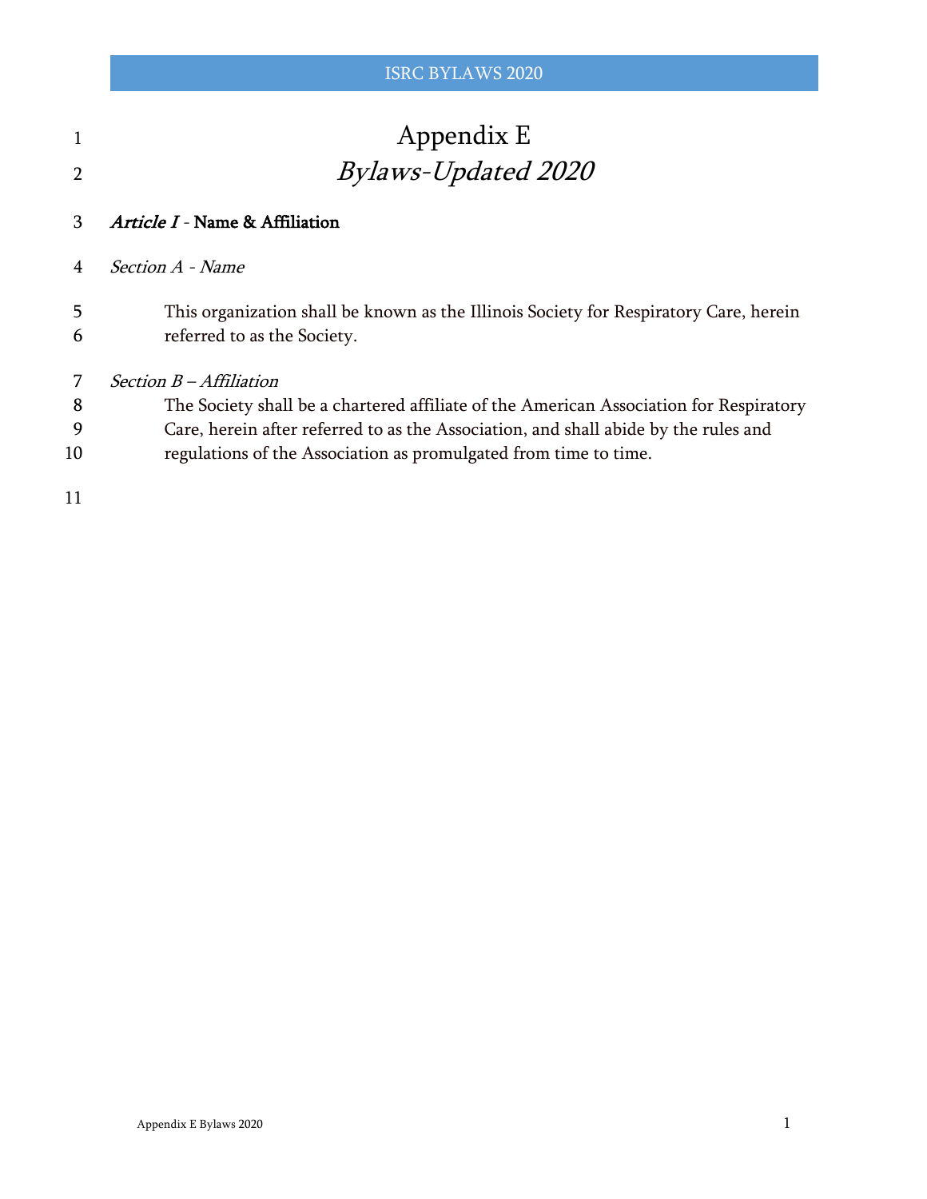# Appendix E

## *Bylaws-Updated 2020*

### *Article I* - Name & Affiliation

*Section A - Name*

This organization shall be known as the Illinois Society for Respiratory Care, herein referred to as the Society.

*Section B – Affiliation*

The Society shall be a chartered affiliate of the American Association for Respiratory Care, herein after referred to as the Association, and shall abide by the rules and regulations of the Association as promulgated from time to time.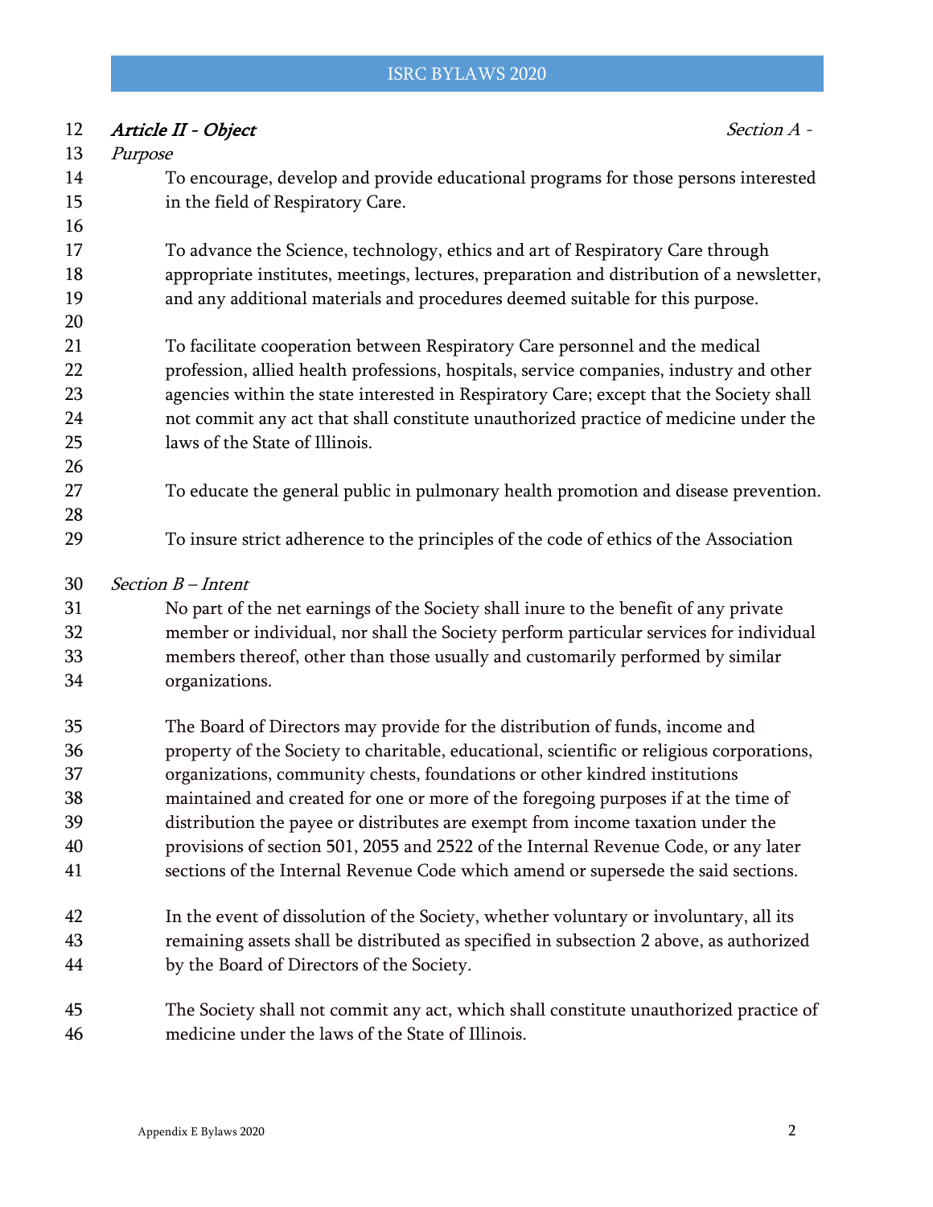## *Article II - Object*

### *Section A - Purpose*

To encourage, develop and provide educational programs for those persons interested in the field of Respiratory Care.

To advance the Science, technology, ethics and art of Respiratory Care through appropriate institutes, meetings, lectures, preparation and distribution of a newsletter, and any additional materials and procedures deemed suitable for this purpose.

To facilitate cooperation between Respiratory Care personnel and the medical profession, allied health professions, hospitals, service companies, industry and other agencies within the state interested in Respiratory Care; except that the Society shall not commit any act that shall constitute unauthorized practice of medicine under the laws of the State of Illinois.

To educate the general public in pulmonary health promotion and disease prevention.

To insure strict adherence to the principles of the code of ethics of the Association

### *Section B – Intent*

No part of the net earnings of the Society shall inure to the benefit of any private member or individual, nor shall the Society perform particular services for individual members thereof, other than those usually and customarily performed by similar organizations.

The Board of Directors may provide for the distribution of funds, income and property of the Society to charitable, educational, scientific or religious corporations, organizations, community chests, foundations or other kindred institutions maintained and created for one or more of the foregoing purposes if at the time of distribution the payee or distributes are exempt from income taxation under the provisions of section 501, 2055 and 2522 of the Internal Revenue Code, or any later sections of the Internal Revenue Code which amend or supersede the said sections.

In the event of dissolution of the Society, whether voluntary or involuntary, all its remaining assets shall be distributed as specified in subsection 2 above, as authorized by the Board of Directors of the Society.

The Society shall not commit any act, which shall constitute unauthorized practice of medicine under the laws of the State of Illinois.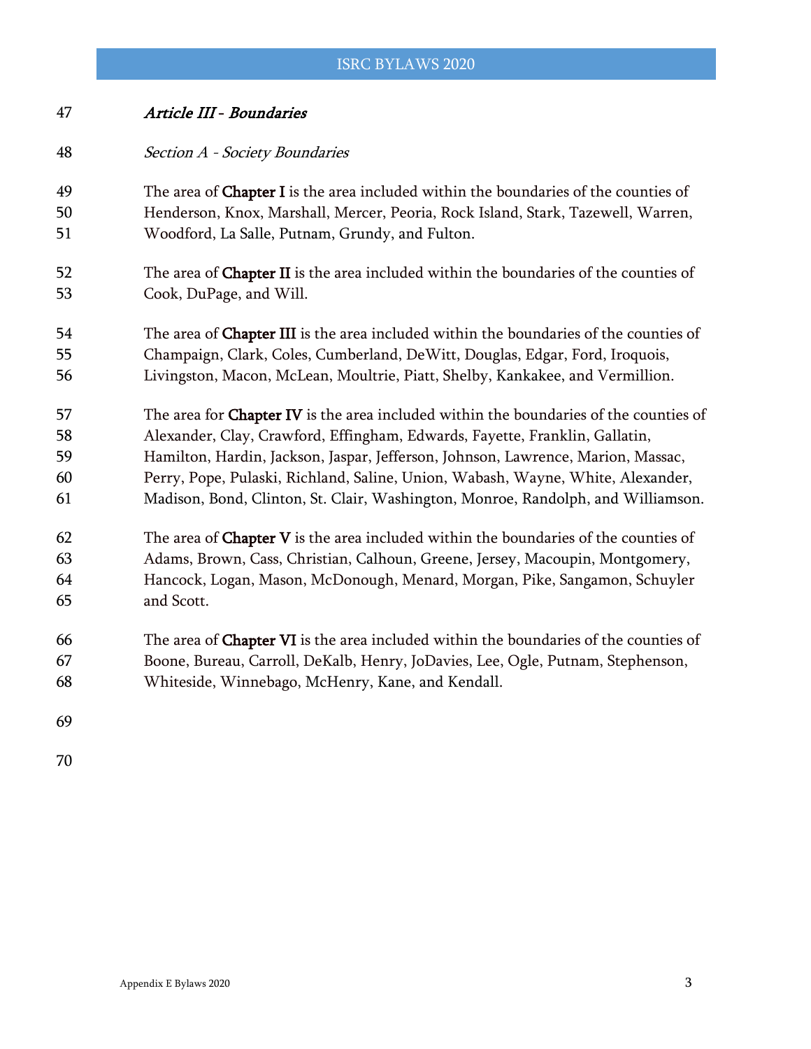## *Article III - Boundaries*

### *Section A - Society Boundaries*

The area of **Chapter I** is the area included within the boundaries of the counties of Henderson, Knox, Marshall, Mercer, Peoria, Rock Island, Stark, Tazewell, Warren, Woodford, La Salle, Putnam, Grundy, and Fulton.

The area of **Chapter II** is the area included within the boundaries of the counties of Cook, DuPage, and Will.

The area of **Chapter III** is the area included within the boundaries of the counties of Champaign, Clark, Coles, Cumberland, DeWitt, Douglas, Edgar, Ford, Iroquois, Livingston, Macon, McLean, Moultrie, Piatt, Shelby, Kankakee, and Vermillion.

The area for **Chapter IV** is the area included within the boundaries of the counties of Alexander, Clay, Crawford, Effingham, Edwards, Fayette, Franklin, Gallatin, Hamilton, Hardin, Jackson, Jaspar, Jefferson, Johnson, Lawrence, Marion, Massac, Perry, Pope, Pulaski, Richland, Saline, Union, Wabash, Wayne, White, Alexander, Madison, Bond, Clinton, St. Clair, Washington, Monroe, Randolph, and Williamson.

The area of **Chapter V** is the area included within the boundaries of the counties of Adams, Brown, Cass, Christian, Calhoun, Greene, Jersey, Macoupin, Montgomery, Hancock, Logan, Mason, McDonough, Menard, Morgan, Pike, Sangamon, Schuyler and Scott.

The area of **Chapter VI** is the area included within the boundaries of the counties of Boone, Bureau, Carroll, DeKalb, Henry, JoDavies, Lee, Ogle, Putnam, Stephenson, Whiteside, Winnebago, McHenry, Kane, and Kendall.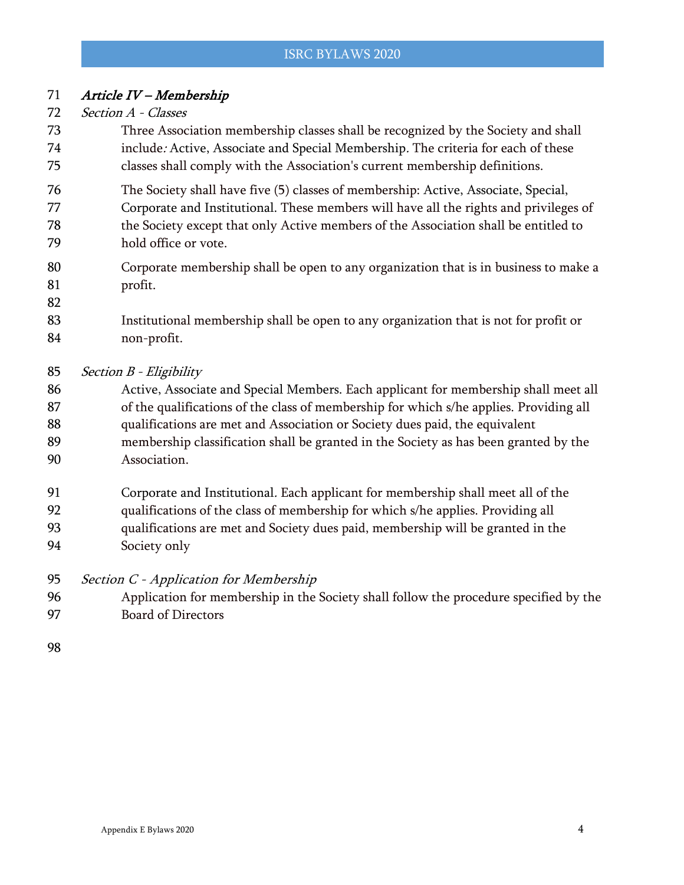## *Article IV – Membership*

### *Section A - Classes*

Three Association membership classes shall be recognized by the Society and shall include*:* Active, Associate and Special Membership*.* The criteria for each of these classes shall comply with the Association's current membership definitions.

The Society shall have five (5) classes of membership: Active, Associate, Special, Corporate and Institutional. These members will have all the rights and privileges of the Society except that only Active members of the Association shall be entitled to hold office or vote.

Corporate membership shall be open to any organization that is in business to make a profit.

Institutional membership shall be open to any organization that is not for profit or non-profit.

### *Section B - Eligibility*

Active, Associate and Special Members. Each applicant for membership shall meet all of the qualifications of the class of membership for which s/he applies. Providing all qualifications are met and Association or Society dues paid, the equivalent membership classification shall be granted in the Society as has been granted by the Association.

Corporate and Institutional. Each applicant for membership shall meet all of the qualifications of the class of membership for which s/he applies. Providing all qualifications are met and Society dues paid, membership will be granted in the Society only

### *Section C - Application for Membership*

Application for membership in the Society shall follow the procedure specified by the Board of Directors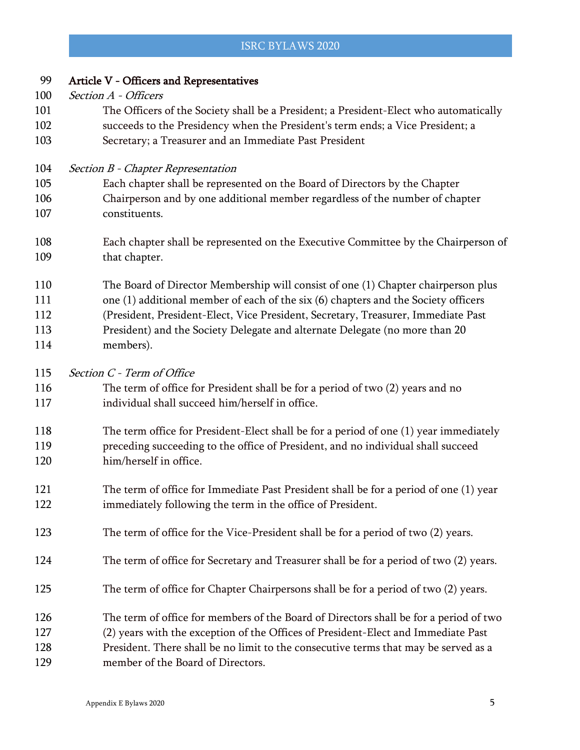## Article V - Officers and Representatives

*Section A - Officers*

The Officers of the Society shall be a President; a President-Elect who automatically succeeds to the Presidency when the President's term ends; a Vice President; a Secretary; a Treasurer and an Immediate Past President

*Section B - Chapter Representation*

Each chapter shall be represented on the Board of Directors by the Chapter Chairperson and by one additional member regardless of the number of chapter constituents.

Each chapter shall be represented on the Executive Committee by the Chairperson of that chapter.

The Board of Director Membership will consist of one (1) Chapter chairperson plus one (1) additional member of each of the six (6) chapters and the Society officers (President, President-Elect, Vice President, Secretary, Treasurer, Immediate Past President) and the Society Delegate and alternate Delegate (no more than 20 members).

*Section C - Term of Office*

The term of office for President shall be for a period of two (2) years and no individual shall succeed him/herself in office.

The term office for President-Elect shall be for a period of one (1) year immediately preceding succeeding to the office of President, and no individual shall succeed him/herself in office.

The term of office for Immediate Past President shall be for a period of one (1) year immediately following the term in the office of President.

The term of office for the Vice-President shall be for a period of two (2) years.

The term of office for Secretary and Treasurer shall be for a period of two (2) years.

The term of office for Chapter Chairpersons shall be for a period of two (2) years.

The term of office for members of the Board of Directors shall be for a period of two (2) years with the exception of the Offices of President-Elect and Immediate Past President. There shall be no limit to the consecutive terms that may be served as a member of the Board of Directors.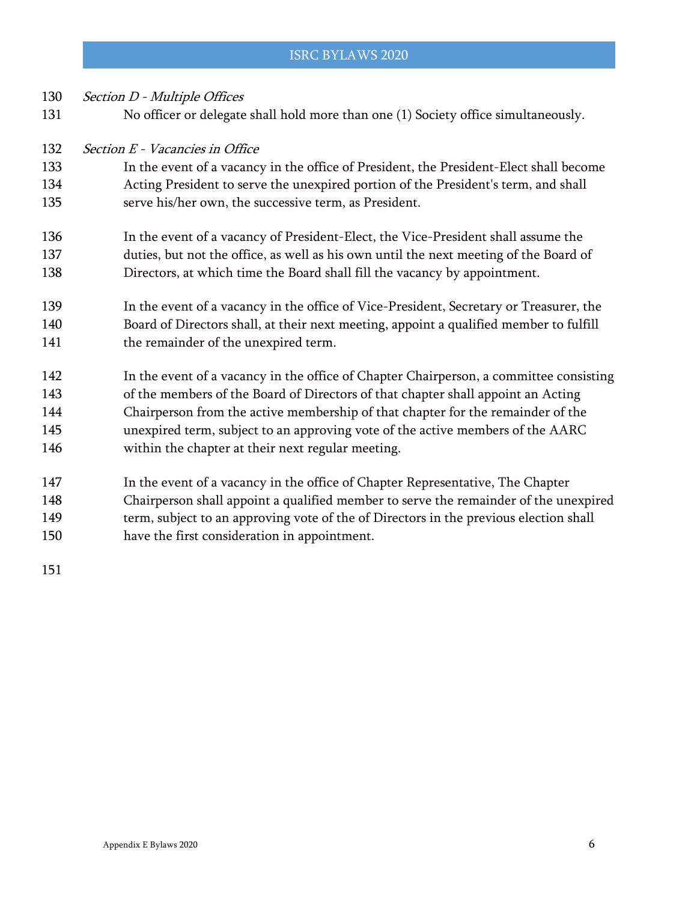*Section D - Multiple Offices*

No officer or delegate shall hold more than one (1) Society office simultaneously.

*Section E - Vacancies in Office*

In the event of a vacancy in the office of President, the President-Elect shall become Acting President to serve the unexpired portion of the President's term, and shall serve his/her own, the successive term, as President.

In the event of a vacancy of President-Elect, the Vice-President shall assume the duties, but not the office, as well as his own until the next meeting of the Board of Directors, at which time the Board shall fill the vacancy by appointment.

In the event of a vacancy in the office of Vice-President, Secretary or Treasurer, the Board of Directors shall, at their next meeting, appoint a qualified member to fulfill the remainder of the unexpired term.

In the event of a vacancy in the office of Chapter Chairperson, a committee consisting of the members of the Board of Directors of that chapter shall appoint an Acting Chairperson from the active membership of that chapter for the remainder of the unexpired term, subject to an approving vote of the active members of the AARC within the chapter at their next regular meeting.

In the event of a vacancy in the office of Chapter Representative, The Chapter Chairperson shall appoint a qualified member to serve the remainder of the unexpired term, subject to an approving vote of the of Directors in the previous election shall have the first consideration in appointment.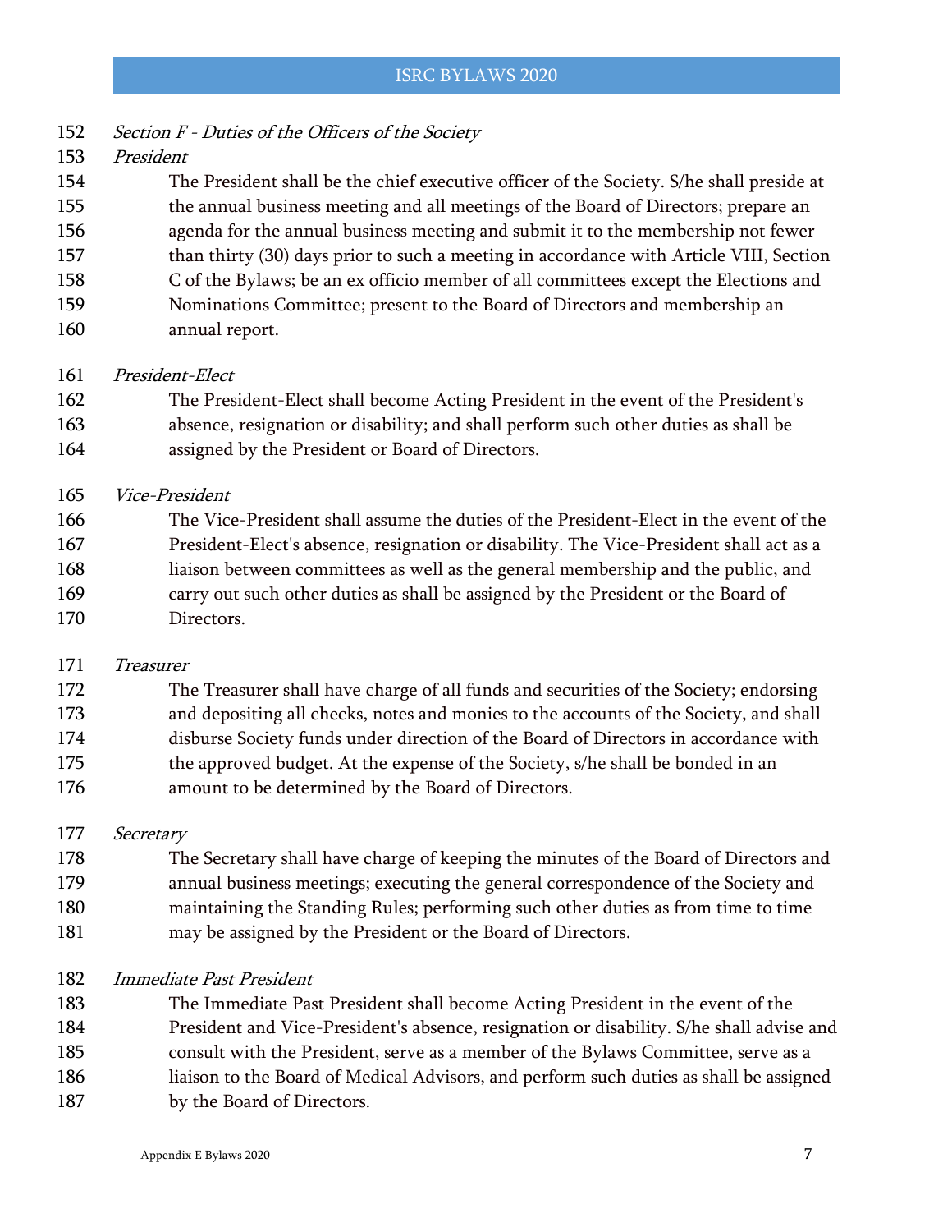*Section F - Duties of the Officers of the Society*

*President*

The President shall be the chief executive officer of the Society. S/he shall preside at the annual business meeting and all meetings of the Board of Directors; prepare an agenda for the annual business meeting and submit it to the membership not fewer than thirty (30) days prior to such a meeting in accordance with Article VIII, Section C of the Bylaws; be an ex officio member of all committees except the Elections and Nominations Committee; present to the Board of Directors and membership an annual report.

*President-Elect*

The President-Elect shall become Acting President in the event of the President's absence, resignation or disability; and shall perform such other duties as shall be assigned by the President or Board of Directors.

*Vice-President*

The Vice-President shall assume the duties of the President-Elect in the event of the President-Elect's absence, resignation or disability. The Vice-President shall act as a liaison between committees as well as the general membership and the public, and carry out such other duties as shall be assigned by the President or the Board of Directors.

*Treasurer*

The Treasurer shall have charge of all funds and securities of the Society; endorsing and depositing all checks, notes and monies to the accounts of the Society, and shall disburse Society funds under direction of the Board of Directors in accordance with the approved budget. At the expense of the Society, s/he shall be bonded in an amount to be determined by the Board of Directors.

*Secretary*

The Secretary shall have charge of keeping the minutes of the Board of Directors and annual business meetings; executing the general correspondence of the Society and maintaining the Standing Rules; performing such other duties as from time to time may be assigned by the President or the Board of Directors.

*Immediate Past President*

The Immediate Past President shall become Acting President in the event of the President and Vice-President's absence, resignation or disability. S/he shall advise and consult with the President, serve as a member of the Bylaws Committee, serve as a liaison to the Board of Medical Advisors, and perform such duties as shall be assigned by the Board of Directors.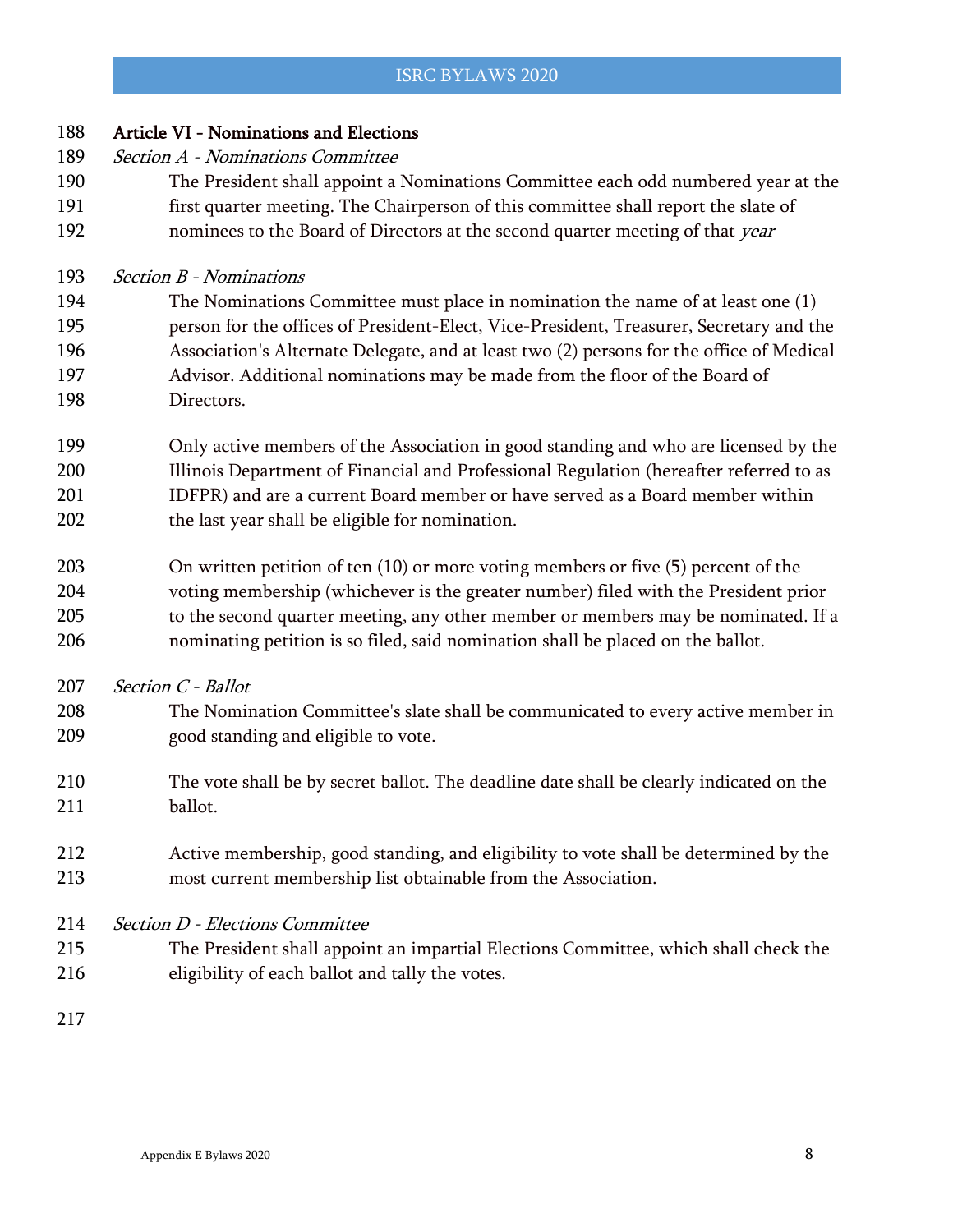## Article VI - Nominations and Elections

### *Section A - Nominations Committee*

The President shall appoint a Nominations Committee each odd numbered year at the first quarter meeting. The Chairperson of this committee shall report the slate of nominees to the Board of Directors at the second quarter meeting of that *year*

### *Section B - Nominations*

The Nominations Committee must place in nomination the name of at least one (1) person for the offices of President-Elect, Vice-President, Treasurer, Secretary and the Association's Alternate Delegate, and at least two (2) persons for the office of Medical Advisor. Additional nominations may be made from the floor of the Board of Directors.

Only active members of the Association in good standing and who are licensed by the Illinois Department of Financial and Professional Regulation (hereafter referred to as IDFPR) and are a current Board member or have served as a Board member within the last year shall be eligible for nomination.

On written petition of ten (10) or more voting members or five (5) percent of the voting membership (whichever is the greater number) filed with the President prior to the second quarter meeting, any other member or members may be nominated. If a nominating petition is so filed, said nomination shall be placed on the ballot.

### *Section C - Ballot*

The Nomination Committee's slate shall be communicated to every active member in good standing and eligible to vote.

The vote shall be by secret ballot. The deadline date shall be clearly indicated on the ballot.

Active membership, good standing, and eligibility to vote shall be determined by the most current membership list obtainable from the Association.

### *Section D - Elections Committee*

The President shall appoint an impartial Elections Committee, which shall check the eligibility of each ballot and tally the votes.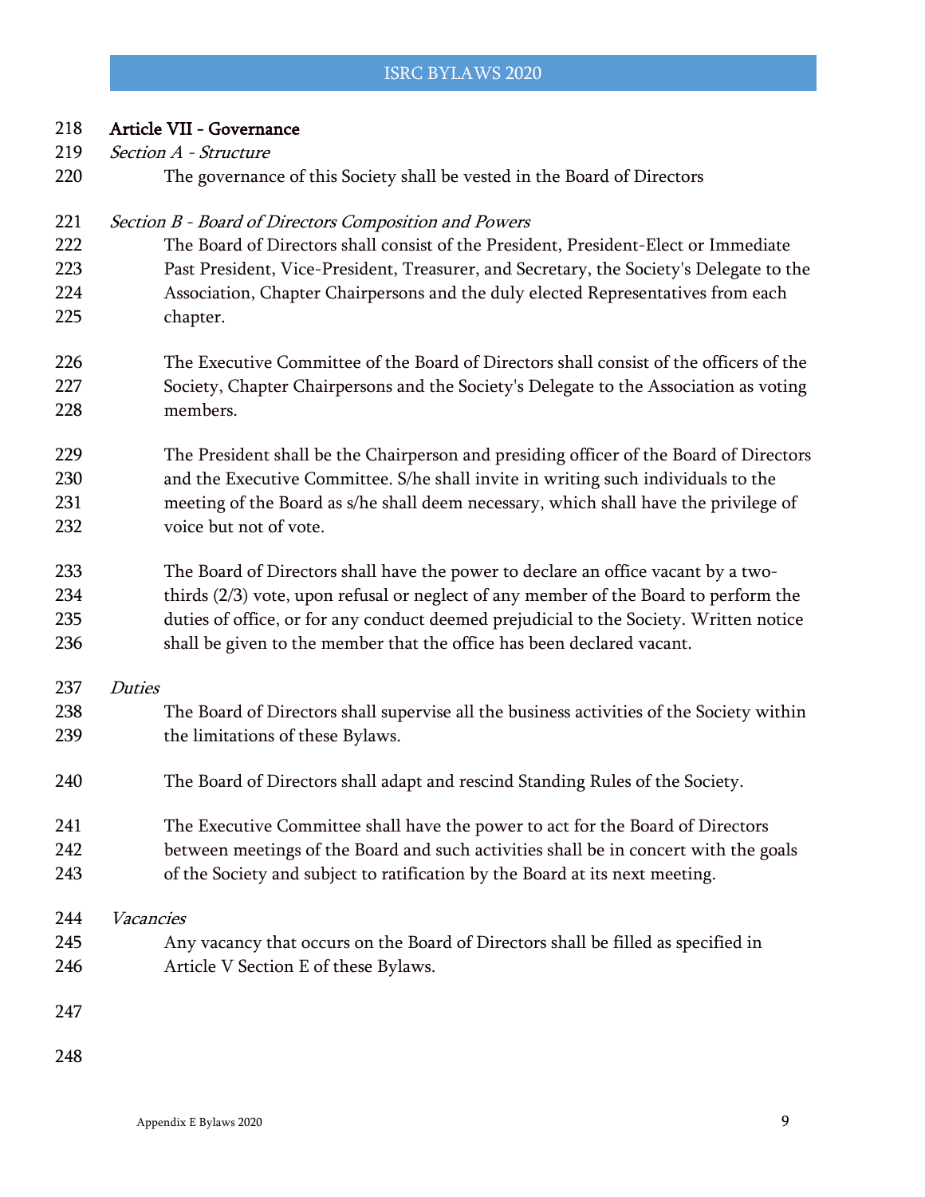## Article VII - Governance

*Section A - Structure*

The governance of this Society shall be vested in the Board of Directors

*Section B - Board of Directors Composition and Powers*

The Board of Directors shall consist of the President, President-Elect or Immediate Past President, Vice-President, Treasurer, and Secretary, the Society's Delegate to the Association, Chapter Chairpersons and the duly elected Representatives from each chapter.

The Executive Committee of the Board of Directors shall consist of the officers of the Society, Chapter Chairpersons and the Society's Delegate to the Association as voting members.

The President shall be the Chairperson and presiding officer of the Board of Directors and the Executive Committee. S/he shall invite in writing such individuals to the meeting of the Board as s/he shall deem necessary, which shall have the privilege of voice but not of vote.

The Board of Directors shall have the power to declare an office vacant by a two-thirds (2/3) vote, upon refusal or neglect of any member of the Board to perform the duties of office, or for any conduct deemed prejudicial to the Society. Written notice shall be given to the member that the office has been declared vacant.

*Duties*

The Board of Directors shall supervise all the business activities of the Society within the limitations of these Bylaws.

The Board of Directors shall adapt and rescind Standing Rules of the Society.

The Executive Committee shall have the power to act for the Board of Directors between meetings of the Board and such activities shall be in concert with the goals of the Society and subject to ratification by the Board at its next meeting.

*Vacancies*

Any vacancy that occurs on the Board of Directors shall be filled as specified in Article V Section E of these Bylaws.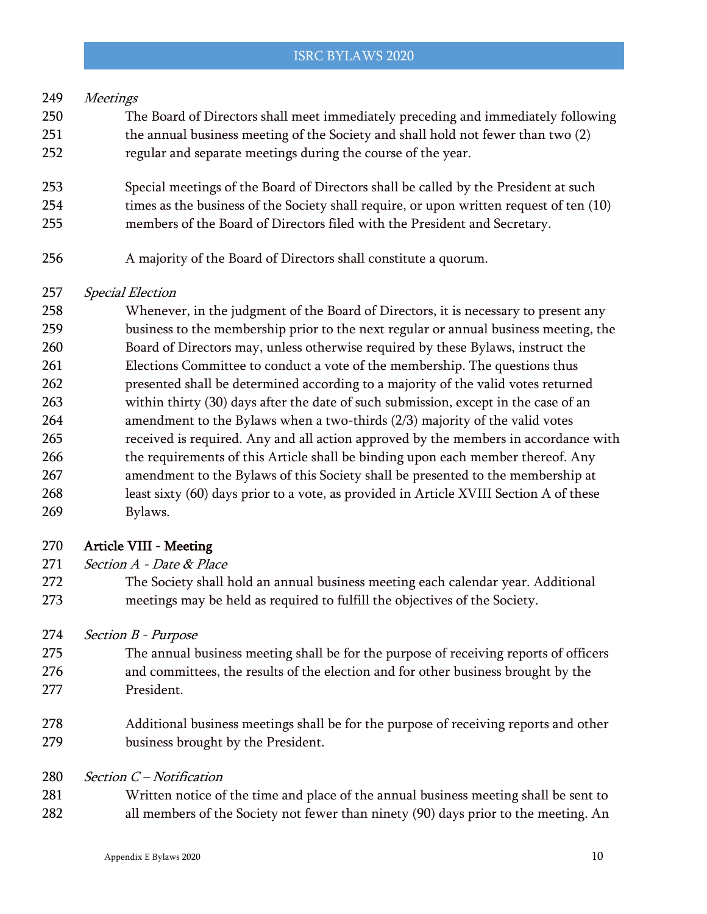*Meetings*

The Board of Directors shall meet immediately preceding and immediately following the annual business meeting of the Society and shall hold not fewer than two (2) regular and separate meetings during the course of the year.

Special meetings of the Board of Directors shall be called by the President at such times as the business of the Society shall require, or upon written request of ten (10) members of the Board of Directors filed with the President and Secretary.

A majority of the Board of Directors shall constitute a quorum.

*Special Election*

Whenever, in the judgment of the Board of Directors, it is necessary to present any business to the membership prior to the next regular or annual business meeting, the Board of Directors may, unless otherwise required by these Bylaws, instruct the Elections Committee to conduct a vote of the membership. The questions thus presented shall be determined according to a majority of the valid votes returned within thirty (30) days after the date of such submission, except in the case of an amendment to the Bylaws when a two-thirds (2/3) majority of the valid votes received is required. Any and all action approved by the members in accordance with the requirements of this Article shall be binding upon each member thereof. Any amendment to the Bylaws of this Society shall be presented to the membership at least sixty (60) days prior to a vote, as provided in Article XVIII Section A of these Bylaws.

## Article VIII - Meeting

*Section A - Date & Place*

The Society shall hold an annual business meeting each calendar year. Additional meetings may be held as required to fulfill the objectives of the Society.

*Section B - Purpose*

The annual business meeting shall be for the purpose of receiving reports of officers and committees, the results of the election and for other business brought by the President.

Additional business meetings shall be for the purpose of receiving reports and other business brought by the President.

*Section C – Notification*

Written notice of the time and place of the annual business meeting shall be sent to all members of the Society not fewer than ninety (90) days prior to the meeting. An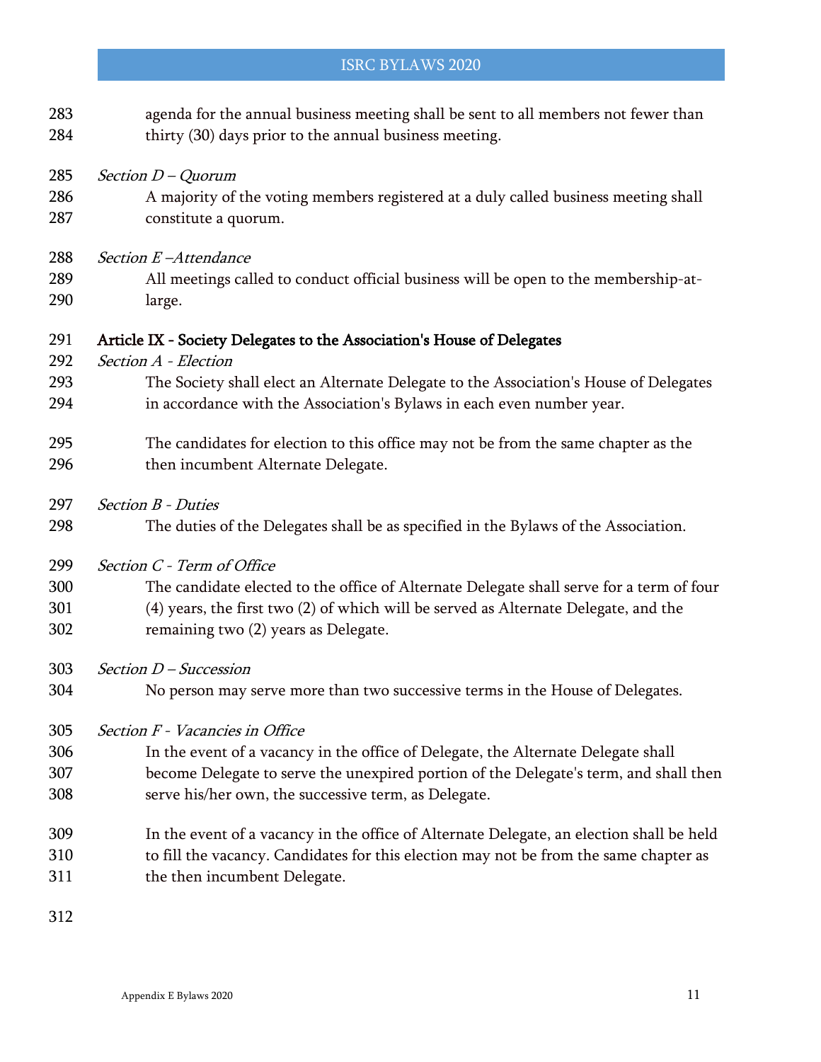agenda for the annual business meeting shall be sent to all members not fewer than thirty (30) days prior to the annual business meeting.

*Section D – Quorum*

A majority of the voting members registered at a duly called business meeting shall constitute a quorum.

*Section E –Attendance*

All meetings called to conduct official business will be open to the membership-at-large.

## Article IX - Society Delegates to the Association's House of Delegates

*Section A - Election*

The Society shall elect an Alternate Delegate to the Association's House of Delegates in accordance with the Association's Bylaws in each even number year.

The candidates for election to this office may not be from the same chapter as the then incumbent Alternate Delegate.

*Section B - Duties*

The duties of the Delegates shall be as specified in the Bylaws of the Association.

*Section C - Term of Office*

The candidate elected to the office of Alternate Delegate shall serve for a term of four (4) years, the first two (2) of which will be served as Alternate Delegate, and the remaining two (2) years as Delegate.

*Section D – Succession*

No person may serve more than two successive terms in the House of Delegates.

*Section F - Vacancies in Office*

In the event of a vacancy in the office of Delegate, the Alternate Delegate shall become Delegate to serve the unexpired portion of the Delegate's term, and shall then serve his/her own, the successive term, as Delegate.

In the event of a vacancy in the office of Alternate Delegate, an election shall be held to fill the vacancy. Candidates for this election may not be from the same chapter as the then incumbent Delegate.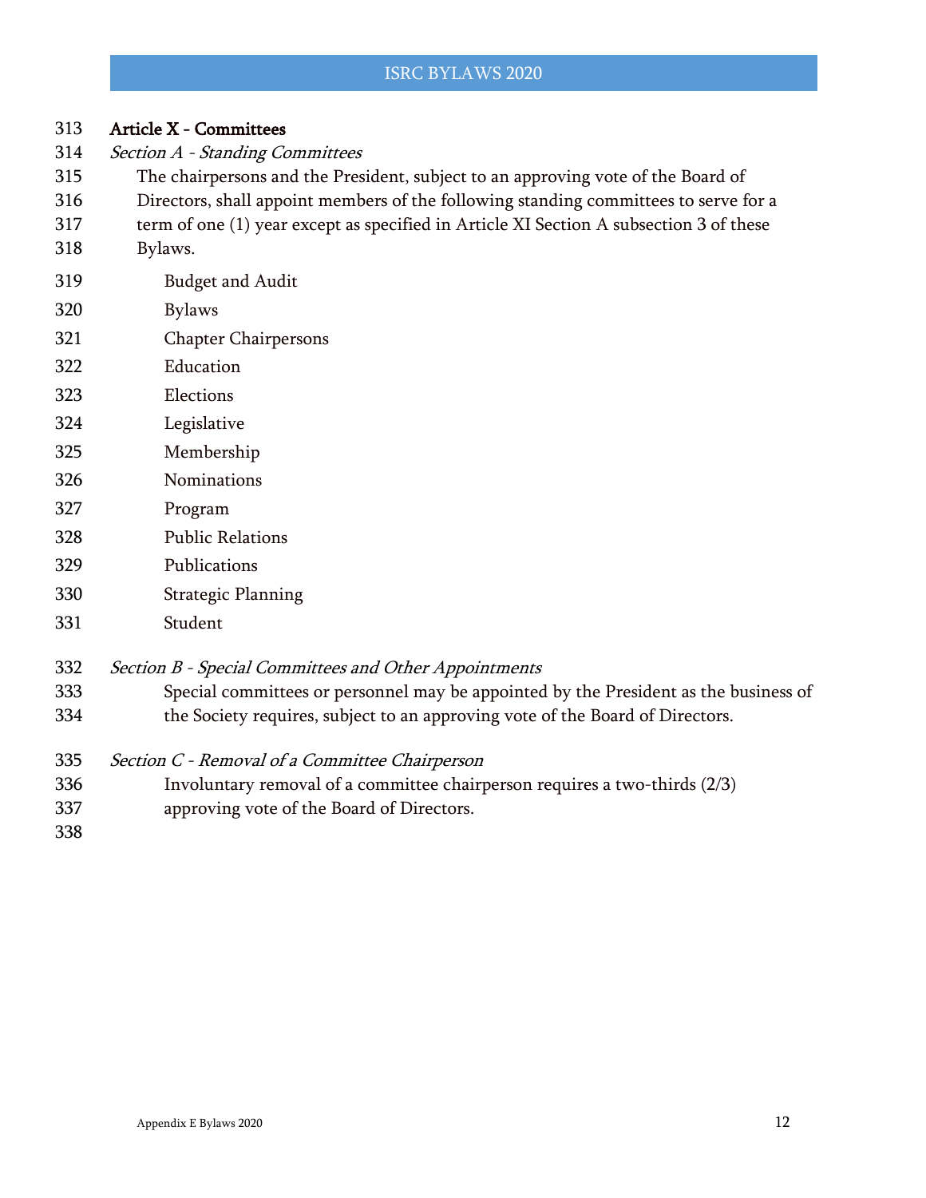## Article X - Committees

### *Section A - Standing Committees*

The chairpersons and the President, subject to an approving vote of the Board of Directors, shall appoint members of the following standing committees to serve for a term of one (1) year except as specified in Article XI Section A subsection 3 of these Bylaws.

- Budget and Audit
- Bylaws
- Chapter Chairpersons
- Education
- Elections
- Legislative
- Membership
- Nominations
- Program
- Public Relations
- Publications
- Strategic Planning
- Student

### *Section B - Special Committees and Other Appointments*

Special committees or personnel may be appointed by the President as the business of the Society requires, subject to an approving vote of the Board of Directors.

### *Section C - Removal of a Committee Chairperson*

Involuntary removal of a committee chairperson requires a two-thirds (2/3) approving vote of the Board of Directors.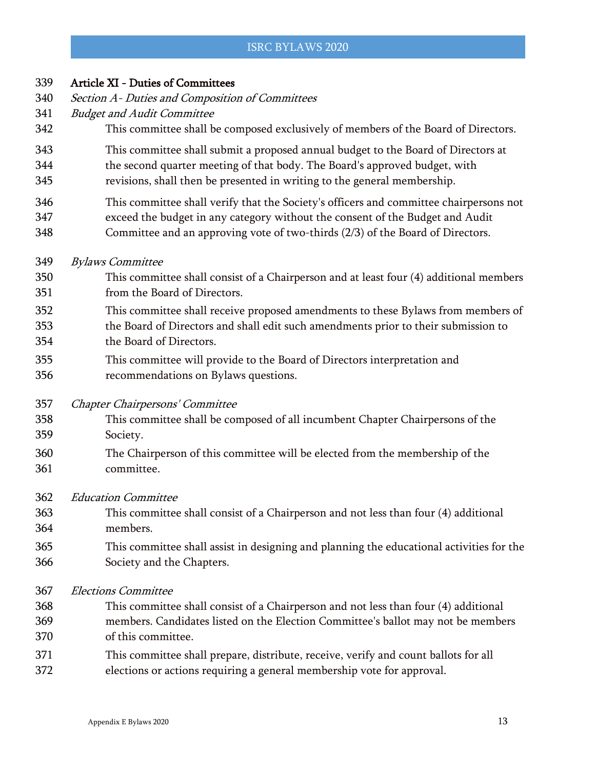## Article XI - Duties of Committees

*Section A - Duties and Composition of Committees*

*Budget and Audit Committee*

This committee shall be composed exclusively of members of the Board of Directors.

This committee shall submit a proposed annual budget to the Board of Directors at the second quarter meeting of that body. The Board's approved budget, with revisions, shall then be presented in writing to the general membership.

This committee shall verify that the Society's officers and committee chairpersons not exceed the budget in any category without the consent of the Budget and Audit Committee and an approving vote of two-thirds (2/3) of the Board of Directors.

*Bylaws Committee*

This committee shall consist of a Chairperson and at least four (4) additional members from the Board of Directors.

This committee shall receive proposed amendments to these Bylaws from members of the Board of Directors and shall edit such amendments prior to their submission to the Board of Directors.

This committee will provide to the Board of Directors interpretation and recommendations on Bylaws questions.

*Chapter Chairpersons' Committee*

This committee shall be composed of all incumbent Chapter Chairpersons of the Society.

The Chairperson of this committee will be elected from the membership of the committee.

*Education Committee*

This committee shall consist of a Chairperson and not less than four (4) additional members.

This committee shall assist in designing and planning the educational activities for the Society and the Chapters.

*Elections Committee*

This committee shall consist of a Chairperson and not less than four (4) additional members. Candidates listed on the Election Committee's ballot may not be members of this committee.

This committee shall prepare, distribute, receive, verify and count ballots for all elections or actions requiring a general membership vote for approval.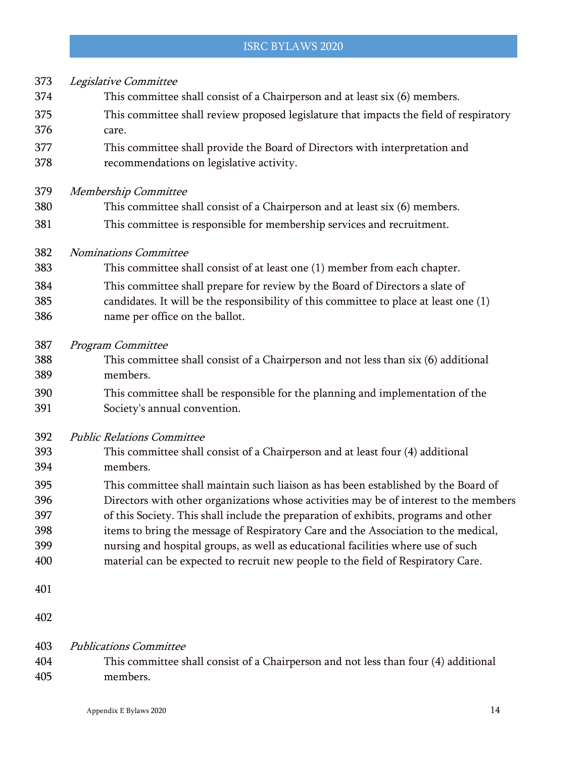*Legislative Committee*

This committee shall consist of a Chairperson and at least six (6) members.

This committee shall review proposed legislature that impacts the field of respiratory care.

This committee shall provide the Board of Directors with interpretation and recommendations on legislative activity.

*Membership Committee*

This committee shall consist of a Chairperson and at least six (6) members.

This committee is responsible for membership services and recruitment.

*Nominations Committee*

This committee shall consist of at least one (1) member from each chapter.

This committee shall prepare for review by the Board of Directors a slate of candidates. It will be the responsibility of this committee to place at least one (1) name per office on the ballot.

*Program Committee*

This committee shall consist of a Chairperson and not less than six (6) additional members.

This committee shall be responsible for the planning and implementation of the Society's annual convention.

*Public Relations Committee*

This committee shall consist of a Chairperson and at least four (4) additional members.

This committee shall maintain such liaison as has been established by the Board of Directors with other organizations whose activities may be of interest to the members of this Society. This shall include the preparation of exhibits, programs and other items to bring the message of Respiratory Care and the Association to the medical, nursing and hospital groups, as well as educational facilities where use of such material can be expected to recruit new people to the field of Respiratory Care.

*Publications Committee*

This committee shall consist of a Chairperson and not less than four (4) additional members.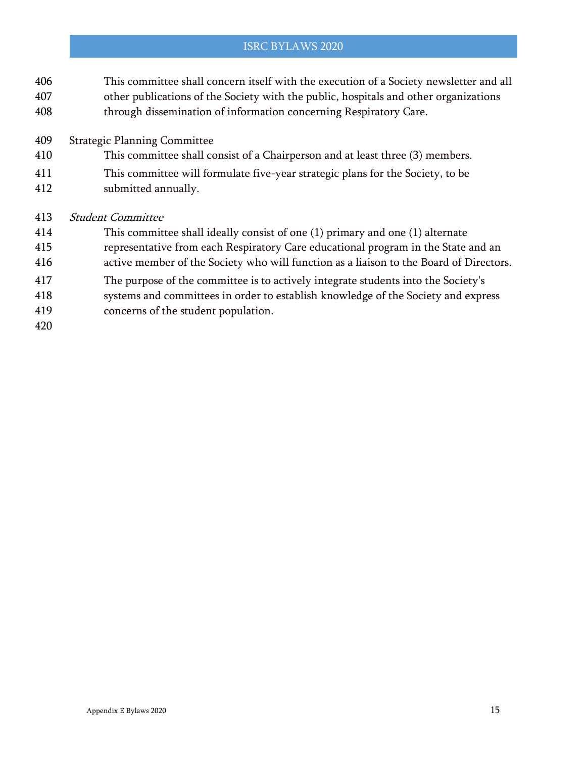This committee shall concern itself with the execution of a Society newsletter and all other publications of the Society with the public, hospitals and other organizations through dissemination of information concerning Respiratory Care.

Strategic Planning Committee

This committee shall consist of a Chairperson and at least three (3) members.

This committee will formulate five-year strategic plans for the Society, to be submitted annually.

*Student Committee*

This committee shall ideally consist of one (1) primary and one (1) alternate representative from each Respiratory Care educational program in the State and an active member of the Society who will function as a liaison to the Board of Directors.

The purpose of the committee is to actively integrate students into the Society's systems and committees in order to establish knowledge of the Society and express concerns of the student population.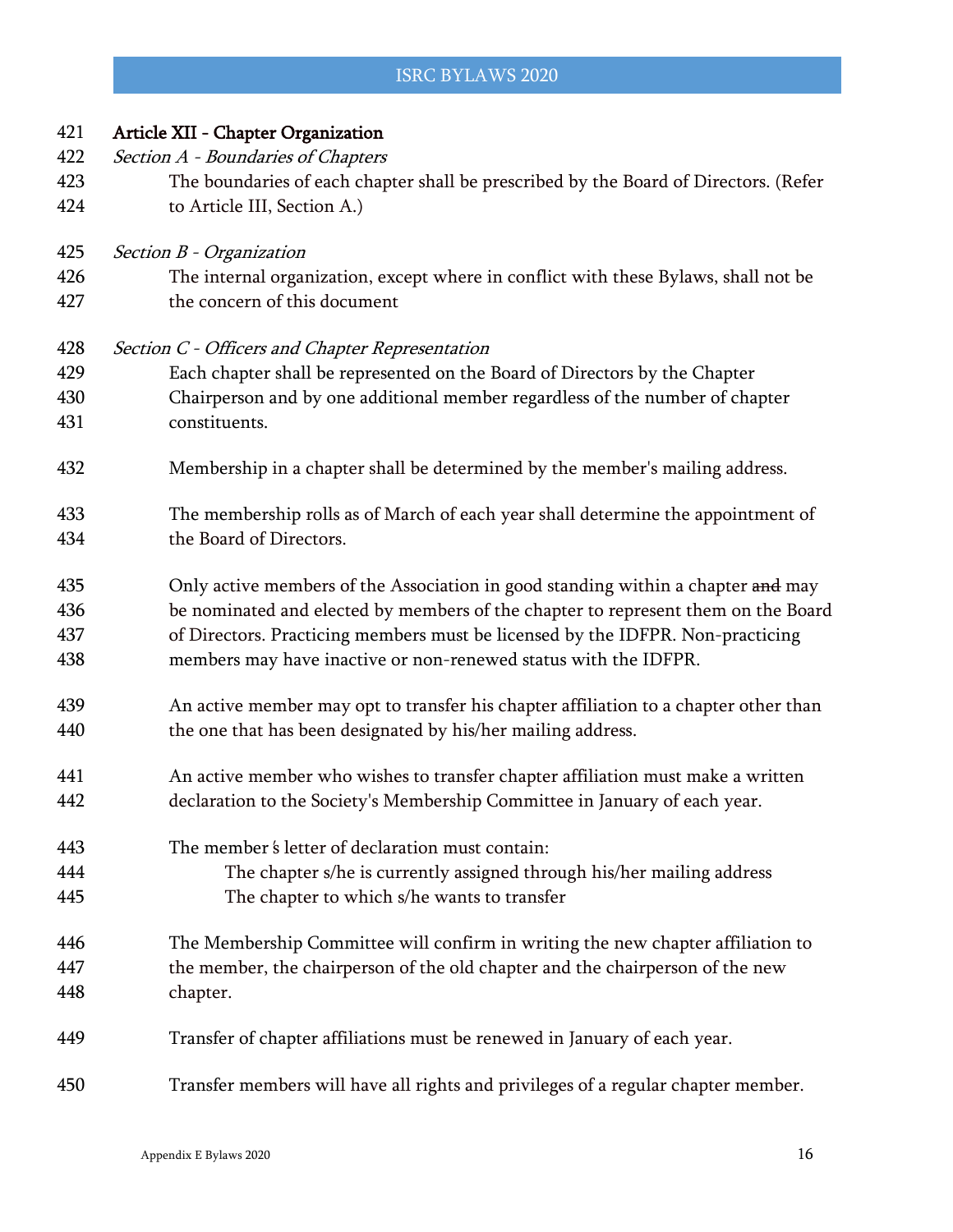## Article XII - Chapter Organization

*Section A - Boundaries of Chapters*

The boundaries of each chapter shall be prescribed by the Board of Directors. (Refer to Article III, Section A.)

*Section B - Organization*

The internal organization, except where in conflict with these Bylaws, shall not be the concern of this document

*Section C - Officers and Chapter Representation*

Each chapter shall be represented on the Board of Directors by the Chapter Chairperson and by one additional member regardless of the number of chapter constituents.

Membership in a chapter shall be determined by the member's mailing address.

The membership rolls as of March of each year shall determine the appointment of the Board of Directors.

Only active members of the Association in good standing within a chapter ~~and~~ may be nominated and elected by members of the chapter to represent them on the Board of Directors. Practicing members must be licensed by the IDFPR. Non-practicing members may have inactive or non-renewed status with the IDFPR.

An active member may opt to transfer his chapter affiliation to a chapter other than the one that has been designated by his/her mailing address.

An active member who wishes to transfer chapter affiliation must make a written declaration to the Society's Membership Committee in January of each year.

The member's letter of declaration must contain:

- The chapter s/he is currently assigned through his/her mailing address
- The chapter to which s/he wants to transfer

The Membership Committee will confirm in writing the new chapter affiliation to the member, the chairperson of the old chapter and the chairperson of the new chapter.

Transfer of chapter affiliations must be renewed in January of each year.

Transfer members will have all rights and privileges of a regular chapter member.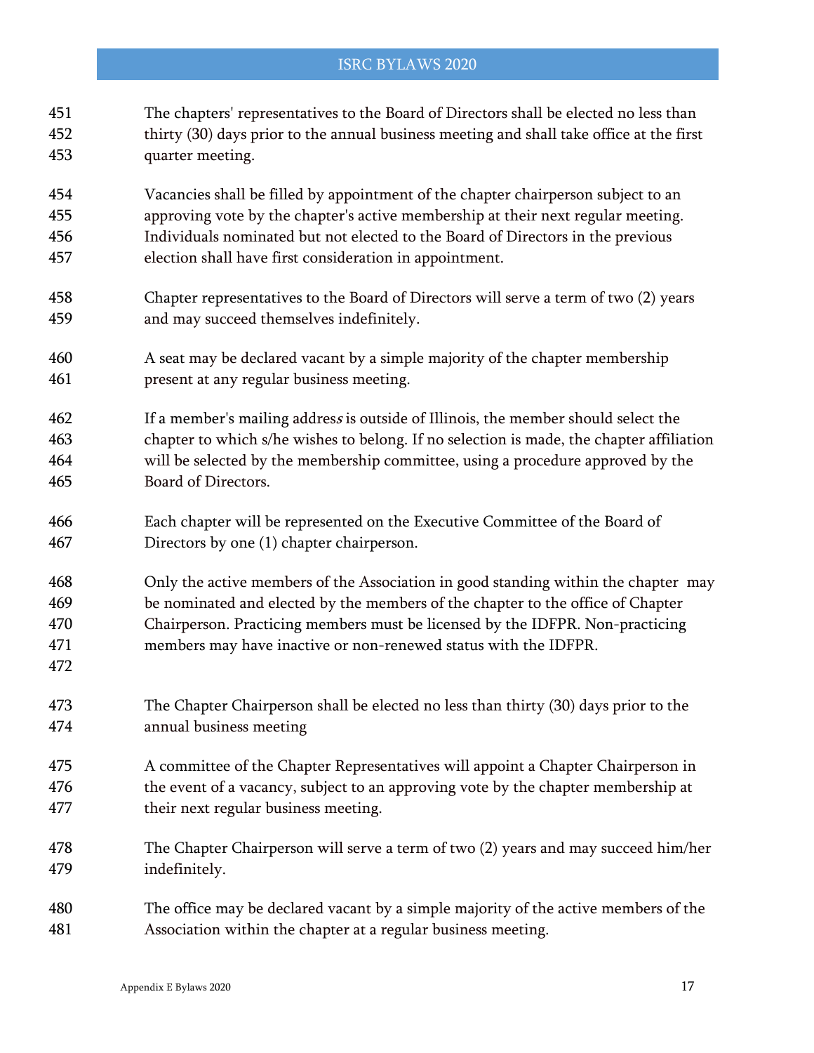The chapters' representatives to the Board of Directors shall be elected no less than thirty (30) days prior to the annual business meeting and shall take office at the first quarter meeting.

Vacancies shall be filled by appointment of the chapter chairperson subject to an approving vote by the chapter's active membership at their next regular meeting. Individuals nominated but not elected to the Board of Directors in the previous election shall have first consideration in appointment.

Chapter representatives to the Board of Directors will serve a term of two (2) years and may succeed themselves indefinitely.

A seat may be declared vacant by a simple majority of the chapter membership present at any regular business meeting.

If a member's mailing address is outside of Illinois, the member should select the chapter to which s/he wishes to belong. If no selection is made, the chapter affiliation will be selected by the membership committee, using a procedure approved by the Board of Directors.

Each chapter will be represented on the Executive Committee of the Board of Directors by one (1) chapter chairperson.

Only the active members of the Association in good standing within the chapter may be nominated and elected by the members of the chapter to the office of Chapter Chairperson. Practicing members must be licensed by the IDFPR. Non-practicing members may have inactive or non-renewed status with the IDFPR.

The Chapter Chairperson shall be elected no less than thirty (30) days prior to the annual business meeting

A committee of the Chapter Representatives will appoint a Chapter Chairperson in the event of a vacancy, subject to an approving vote by the chapter membership at their next regular business meeting.

The Chapter Chairperson will serve a term of two (2) years and may succeed him/her indefinitely.

The office may be declared vacant by a simple majority of the active members of the Association within the chapter at a regular business meeting.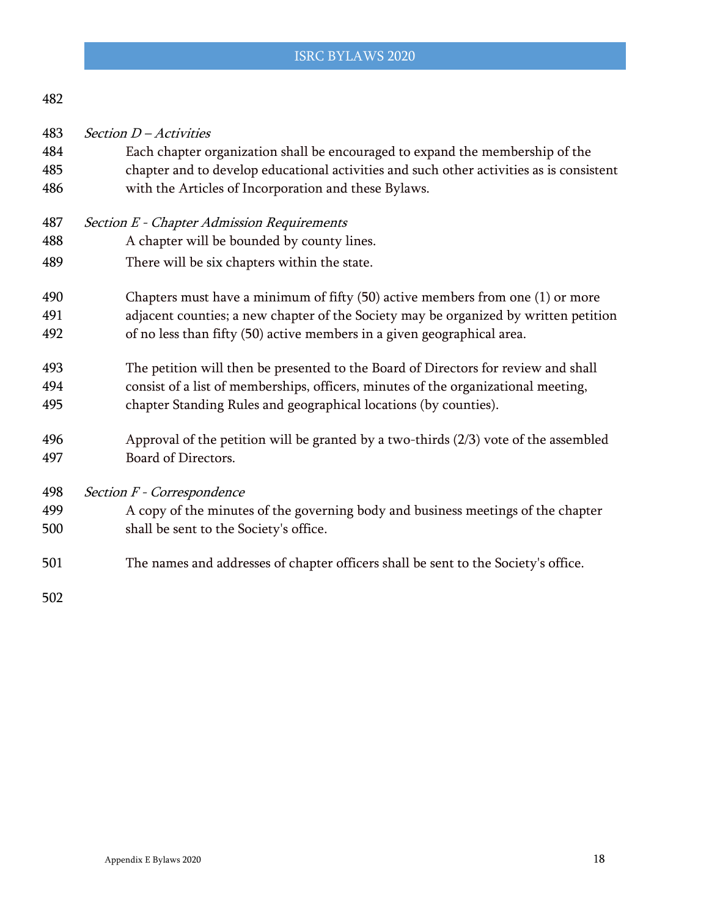*Section D – Activities*

Each chapter organization shall be encouraged to expand the membership of the chapter and to develop educational activities and such other activities as is consistent with the Articles of Incorporation and these Bylaws.

*Section E - Chapter Admission Requirements*

A chapter will be bounded by county lines.

There will be six chapters within the state.

Chapters must have a minimum of fifty (50) active members from one (1) or more adjacent counties; a new chapter of the Society may be organized by written petition of no less than fifty (50) active members in a given geographical area.

The petition will then be presented to the Board of Directors for review and shall consist of a list of memberships, officers, minutes of the organizational meeting, chapter Standing Rules and geographical locations (by counties).

Approval of the petition will be granted by a two-thirds (2/3) vote of the assembled Board of Directors.

*Section F - Correspondence*

A copy of the minutes of the governing body and business meetings of the chapter shall be sent to the Society's office.

The names and addresses of chapter officers shall be sent to the Society's office.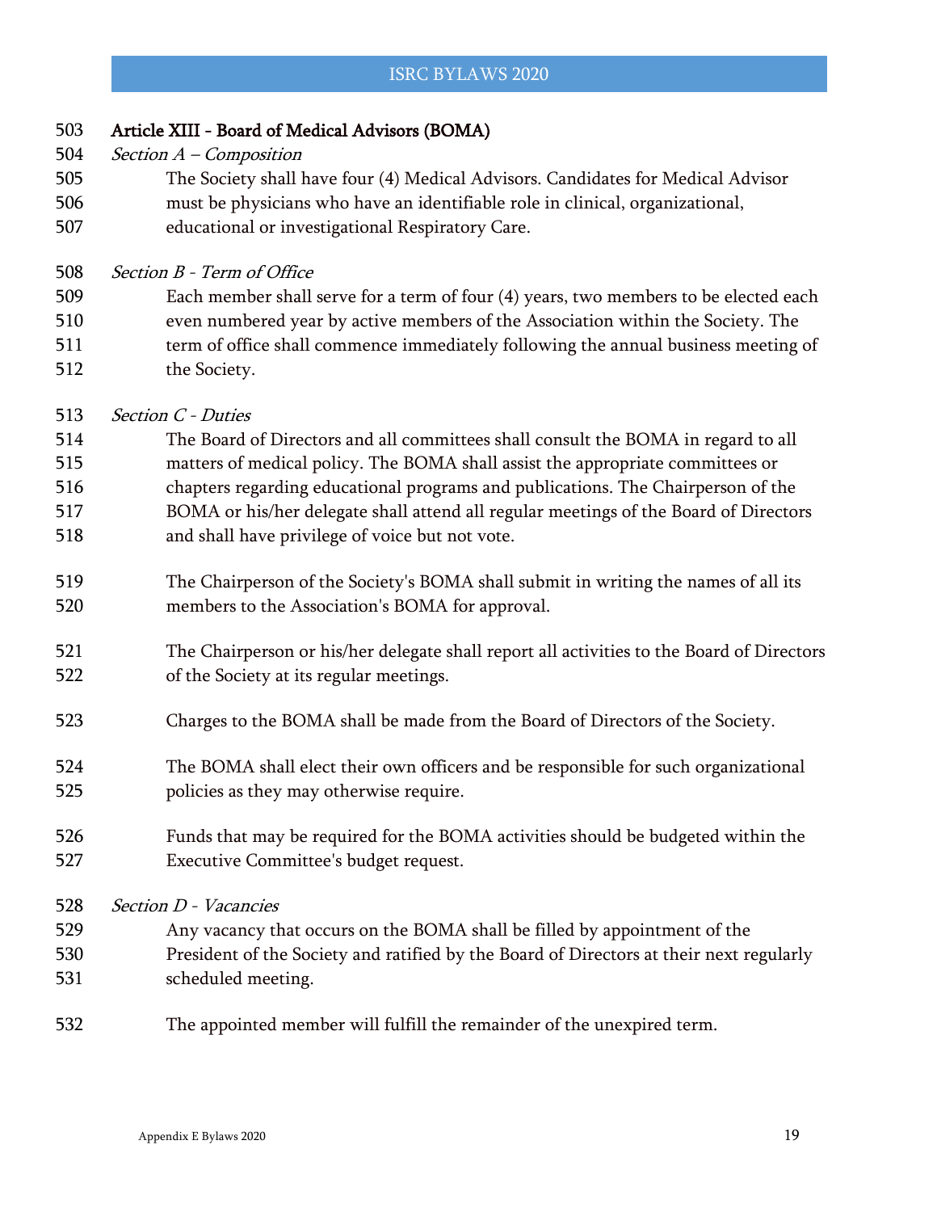## Article XIII - Board of Medical Advisors (BOMA)

*Section A – Composition*

The Society shall have four (4) Medical Advisors. Candidates for Medical Advisor must be physicians who have an identifiable role in clinical, organizational, educational or investigational Respiratory Care.

*Section B - Term of Office*

Each member shall serve for a term of four (4) years, two members to be elected each even numbered year by active members of the Association within the Society. The term of office shall commence immediately following the annual business meeting of the Society.

*Section C - Duties*

The Board of Directors and all committees shall consult the BOMA in regard to all matters of medical policy. The BOMA shall assist the appropriate committees or chapters regarding educational programs and publications. The Chairperson of the BOMA or his/her delegate shall attend all regular meetings of the Board of Directors and shall have privilege of voice but not vote.

The Chairperson of the Society's BOMA shall submit in writing the names of all its members to the Association's BOMA for approval.

The Chairperson or his/her delegate shall report all activities to the Board of Directors of the Society at its regular meetings.

Charges to the BOMA shall be made from the Board of Directors of the Society.

The BOMA shall elect their own officers and be responsible for such organizational policies as they may otherwise require.

Funds that may be required for the BOMA activities should be budgeted within the Executive Committee's budget request.

*Section D - Vacancies*

Any vacancy that occurs on the BOMA shall be filled by appointment of the President of the Society and ratified by the Board of Directors at their next regularly scheduled meeting.

The appointed member will fulfill the remainder of the unexpired term.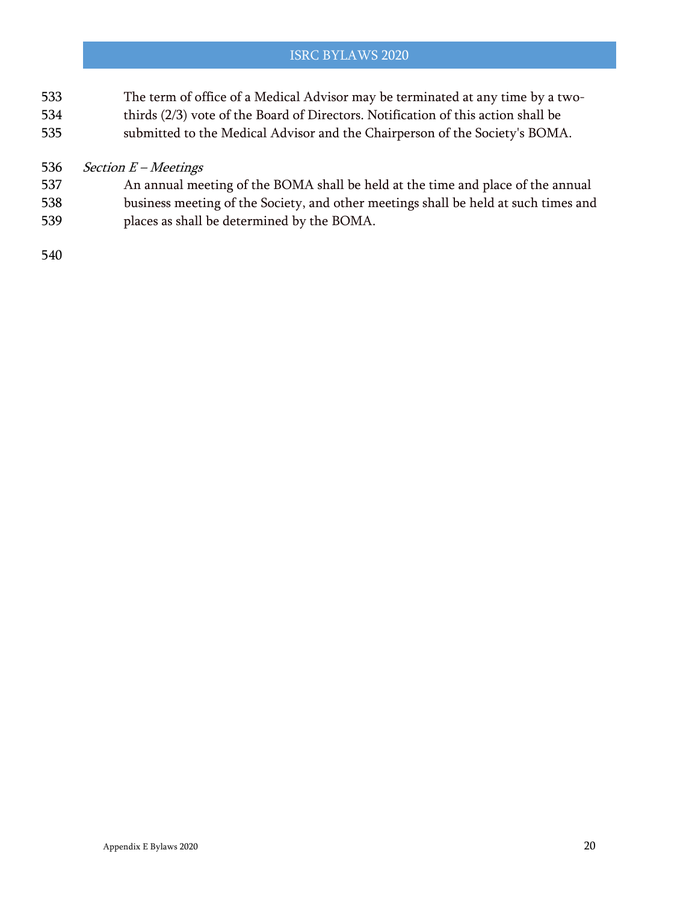The term of office of a Medical Advisor may be terminated at any time by a two-thirds (2/3) vote of the Board of Directors. Notification of this action shall be submitted to the Medical Advisor and the Chairperson of the Society's BOMA.

*Section E – Meetings*

An annual meeting of the BOMA shall be held at the time and place of the annual business meeting of the Society, and other meetings shall be held at such times and places as shall be determined by the BOMA.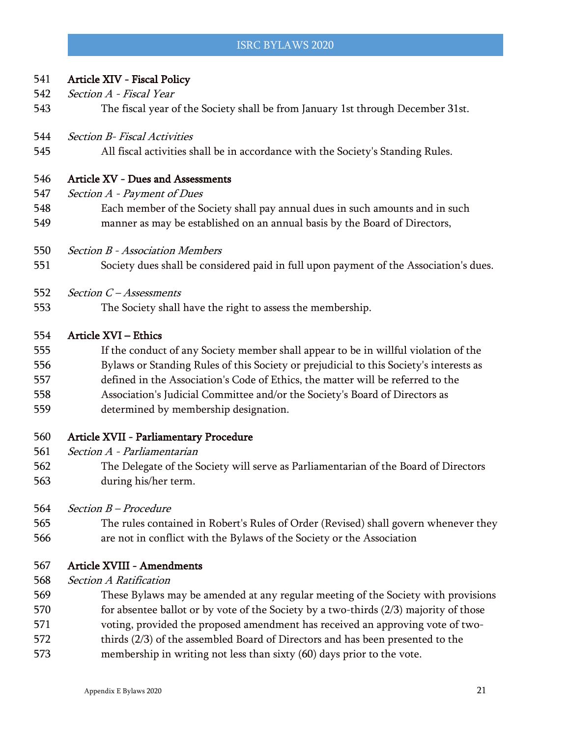## Article XIV - Fiscal Policy

*Section A - Fiscal Year*

The fiscal year of the Society shall be from January 1st through December 31st.

*Section B- Fiscal Activities*

All fiscal activities shall be in accordance with the Society's Standing Rules.

## Article XV - Dues and Assessments

*Section A - Payment of Dues*

Each member of the Society shall pay annual dues in such amounts and in such manner as may be established on an annual basis by the Board of Directors,

*Section B - Association Members*

Society dues shall be considered paid in full upon payment of the Association's dues.

*Section C – Assessments*

The Society shall have the right to assess the membership.

## Article XVI – Ethics

If the conduct of any Society member shall appear to be in willful violation of the Bylaws or Standing Rules of this Society or prejudicial to this Society's interests as defined in the Association's Code of Ethics, the matter will be referred to the Association's Judicial Committee and/or the Society's Board of Directors as determined by membership designation.

## Article XVII - Parliamentary Procedure

*Section A - Parliamentarian*

The Delegate of the Society will serve as Parliamentarian of the Board of Directors during his/her term.

*Section B – Procedure*

The rules contained in Robert's Rules of Order (Revised) shall govern whenever they are not in conflict with the Bylaws of the Society or the Association

## Article XVIII - Amendments

*Section A Ratification*

These Bylaws may be amended at any regular meeting of the Society with provisions for absentee ballot or by vote of the Society by a two-thirds (2/3) majority of those voting, provided the proposed amendment has received an approving vote of two-thirds (2/3) of the assembled Board of Directors and has been presented to the membership in writing not less than sixty (60) days prior to the vote.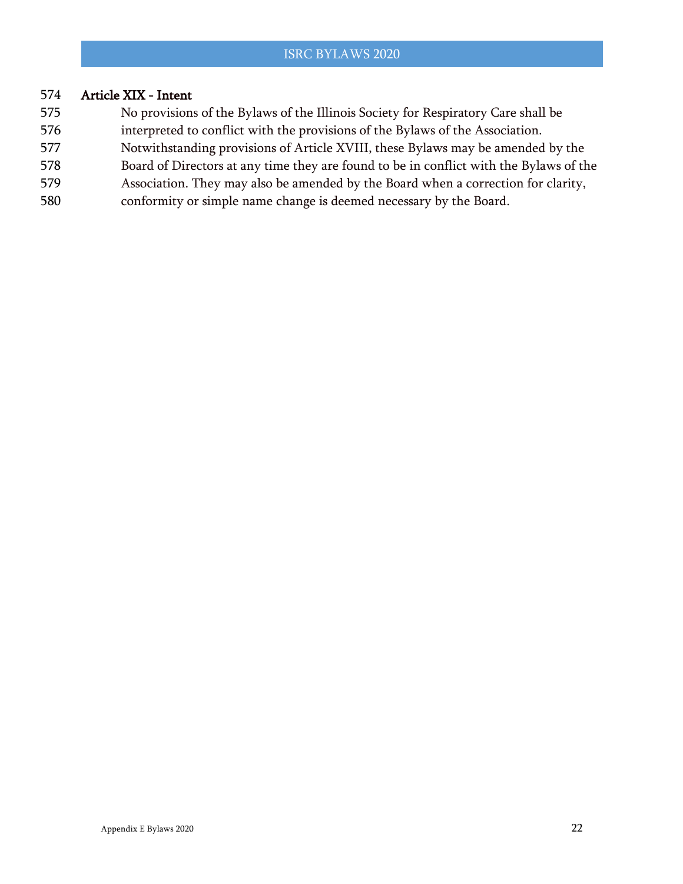## Article XIX - Intent

No provisions of the Bylaws of the Illinois Society for Respiratory Care shall be interpreted to conflict with the provisions of the Bylaws of the Association. Notwithstanding provisions of Article XVIII, these Bylaws may be amended by the Board of Directors at any time they are found to be in conflict with the Bylaws of the Association. They may also be amended by the Board when a correction for clarity, conformity or simple name change is deemed necessary by the Board.